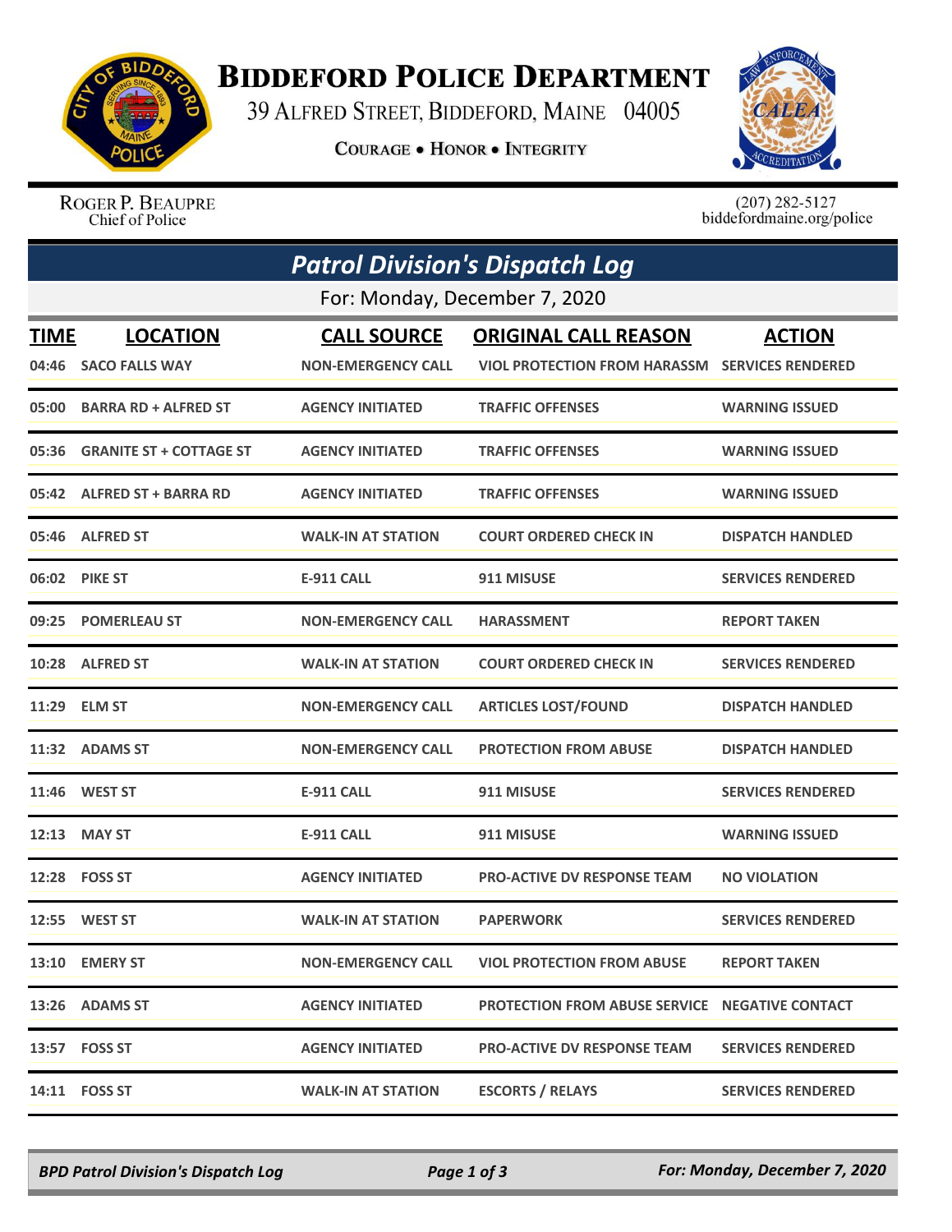# Biddeford Police Department

39 Alfred Street, Biddeford, Maine 04005

**Courage • Honor • Integrity**

Roger P. Beaupre
Chief of Police

(207) 282-5127
biddefordmaine.org/police

## *Patrol Division's Dispatch Log*

For: Monday, December 7, 2020

| TIME | LOCATION | CALL SOURCE | ORIGINAL CALL REASON | ACTION |
|---|---|---|---|---|
| 04:46 | SACO FALLS WAY | NON-EMERGENCY CALL | VIOL PROTECTION FROM HARASSM | SERVICES RENDERED |
| 05:00 | BARRA RD + ALFRED ST | AGENCY INITIATED | TRAFFIC OFFENSES | WARNING ISSUED |
| 05:36 | GRANITE ST + COTTAGE ST | AGENCY INITIATED | TRAFFIC OFFENSES | WARNING ISSUED |
| 05:42 | ALFRED ST + BARRA RD | AGENCY INITIATED | TRAFFIC OFFENSES | WARNING ISSUED |
| 05:46 | ALFRED ST | WALK-IN AT STATION | COURT ORDERED CHECK IN | DISPATCH HANDLED |
| 06:02 | PIKE ST | E-911 CALL | 911 MISUSE | SERVICES RENDERED |
| 09:25 | POMERLEAU ST | NON-EMERGENCY CALL | HARASSMENT | REPORT TAKEN |
| 10:28 | ALFRED ST | WALK-IN AT STATION | COURT ORDERED CHECK IN | SERVICES RENDERED |
| 11:29 | ELM ST | NON-EMERGENCY CALL | ARTICLES LOST/FOUND | DISPATCH HANDLED |
| 11:32 | ADAMS ST | NON-EMERGENCY CALL | PROTECTION FROM ABUSE | DISPATCH HANDLED |
| 11:46 | WEST ST | E-911 CALL | 911 MISUSE | SERVICES RENDERED |
| 12:13 | MAY ST | E-911 CALL | 911 MISUSE | WARNING ISSUED |
| 12:28 | FOSS ST | AGENCY INITIATED | PRO-ACTIVE DV RESPONSE TEAM | NO VIOLATION |
| 12:55 | WEST ST | WALK-IN AT STATION | PAPERWORK | SERVICES RENDERED |
| 13:10 | EMERY ST | NON-EMERGENCY CALL | VIOL PROTECTION FROM ABUSE | REPORT TAKEN |
| 13:26 | ADAMS ST | AGENCY INITIATED | PROTECTION FROM ABUSE SERVICE | NEGATIVE CONTACT |
| 13:57 | FOSS ST | AGENCY INITIATED | PRO-ACTIVE DV RESPONSE TEAM | SERVICES RENDERED |
| 14:11 | FOSS ST | WALK-IN AT STATION | ESCORTS / RELAYS | SERVICES RENDERED |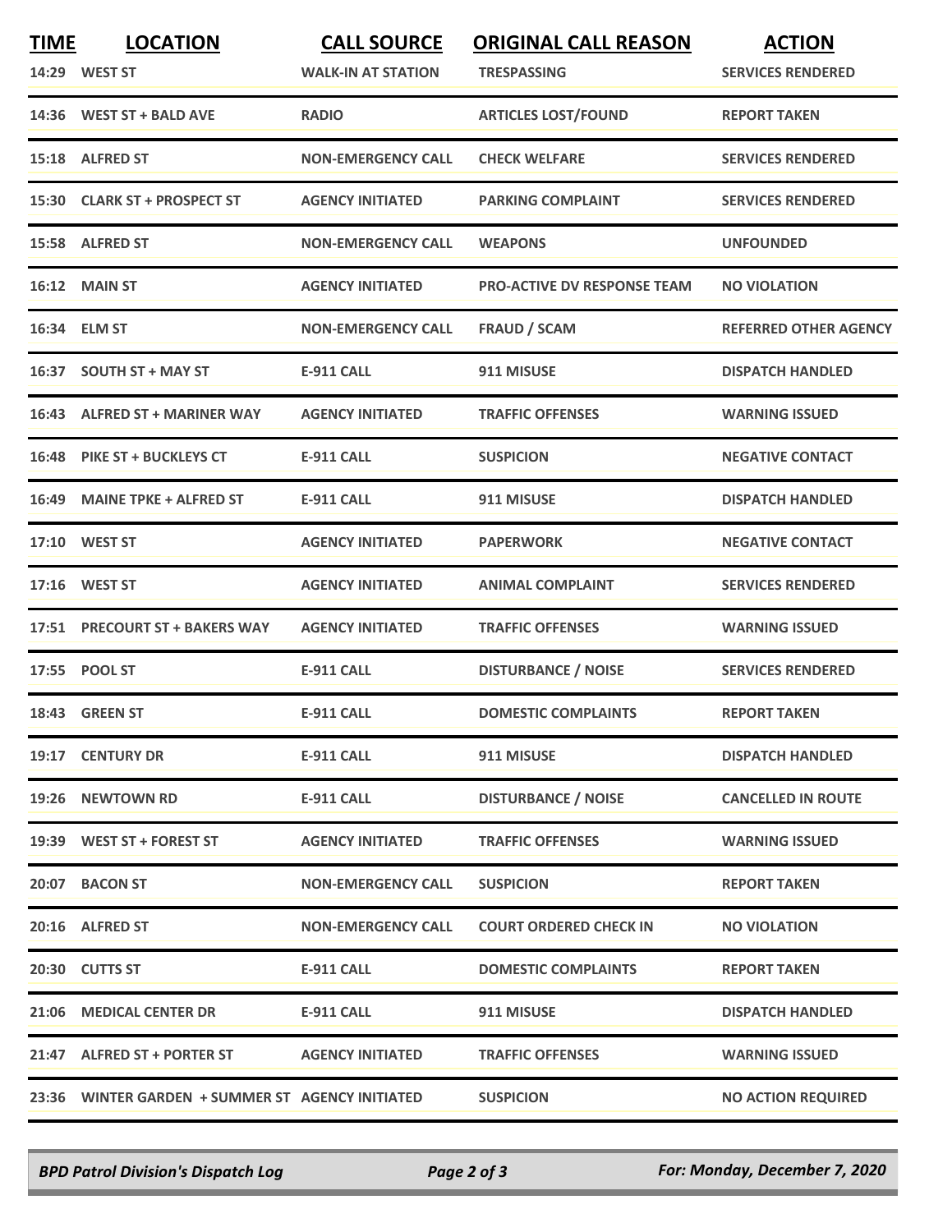| TIME | LOCATION | CALL SOURCE | ORIGINAL CALL REASON | ACTION |
|---|---|---|---|---|
| 14:29 | WEST ST | WALK-IN AT STATION | TRESPASSING | SERVICES RENDERED |
| 14:36 | WEST ST + BALD AVE | RADIO | ARTICLES LOST/FOUND | REPORT TAKEN |
| 15:18 | ALFRED ST | NON-EMERGENCY CALL | CHECK WELFARE | SERVICES RENDERED |
| 15:30 | CLARK ST + PROSPECT ST | AGENCY INITIATED | PARKING COMPLAINT | SERVICES RENDERED |
| 15:58 | ALFRED ST | NON-EMERGENCY CALL | WEAPONS | UNFOUNDED |
| 16:12 | MAIN ST | AGENCY INITIATED | PRO-ACTIVE DV RESPONSE TEAM | NO VIOLATION |
| 16:34 | ELM ST | NON-EMERGENCY CALL | FRAUD / SCAM | REFERRED OTHER AGENCY |
| 16:37 | SOUTH ST + MAY ST | E-911 CALL | 911 MISUSE | DISPATCH HANDLED |
| 16:43 | ALFRED ST + MARINER WAY | AGENCY INITIATED | TRAFFIC OFFENSES | WARNING ISSUED |
| 16:48 | PIKE ST + BUCKLEYS CT | E-911 CALL | SUSPICION | NEGATIVE CONTACT |
| 16:49 | MAINE TPKE + ALFRED ST | E-911 CALL | 911 MISUSE | DISPATCH HANDLED |
| 17:10 | WEST ST | AGENCY INITIATED | PAPERWORK | NEGATIVE CONTACT |
| 17:16 | WEST ST | AGENCY INITIATED | ANIMAL COMPLAINT | SERVICES RENDERED |
| 17:51 | PRECOURT ST + BAKERS WAY | AGENCY INITIATED | TRAFFIC OFFENSES | WARNING ISSUED |
| 17:55 | POOL ST | E-911 CALL | DISTURBANCE / NOISE | SERVICES RENDERED |
| 18:43 | GREEN ST | E-911 CALL | DOMESTIC COMPLAINTS | REPORT TAKEN |
| 19:17 | CENTURY DR | E-911 CALL | 911 MISUSE | DISPATCH HANDLED |
| 19:26 | NEWTOWN RD | E-911 CALL | DISTURBANCE / NOISE | CANCELLED IN ROUTE |
| 19:39 | WEST ST + FOREST ST | AGENCY INITIATED | TRAFFIC OFFENSES | WARNING ISSUED |
| 20:07 | BACON ST | NON-EMERGENCY CALL | SUSPICION | REPORT TAKEN |
| 20:16 | ALFRED ST | NON-EMERGENCY CALL | COURT ORDERED CHECK IN | NO VIOLATION |
| 20:30 | CUTTS ST | E-911 CALL | DOMESTIC COMPLAINTS | REPORT TAKEN |
| 21:06 | MEDICAL CENTER DR | E-911 CALL | 911 MISUSE | DISPATCH HANDLED |
| 21:47 | ALFRED ST + PORTER ST | AGENCY INITIATED | TRAFFIC OFFENSES | WARNING ISSUED |
| 23:36 | WINTER GARDEN + SUMMER ST | AGENCY INITIATED | SUSPICION | NO ACTION REQUIRED |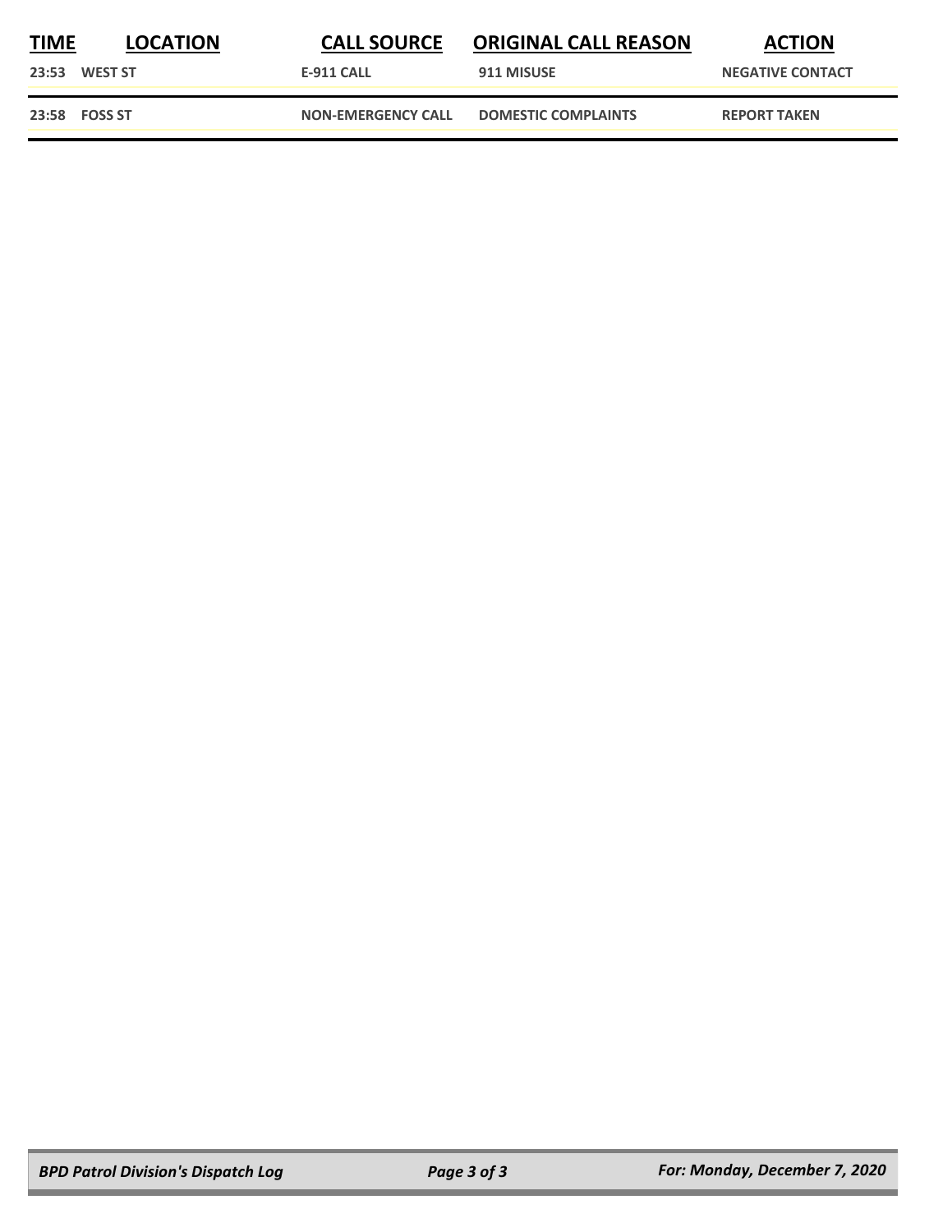| TIME | LOCATION | CALL SOURCE | ORIGINAL CALL REASON | ACTION |
|---|---|---|---|---|
| 23:53 | WEST ST | E-911 CALL | 911 MISUSE | NEGATIVE CONTACT |
| 23:58 | FOSS ST | NON-EMERGENCY CALL | DOMESTIC COMPLAINTS | REPORT TAKEN |